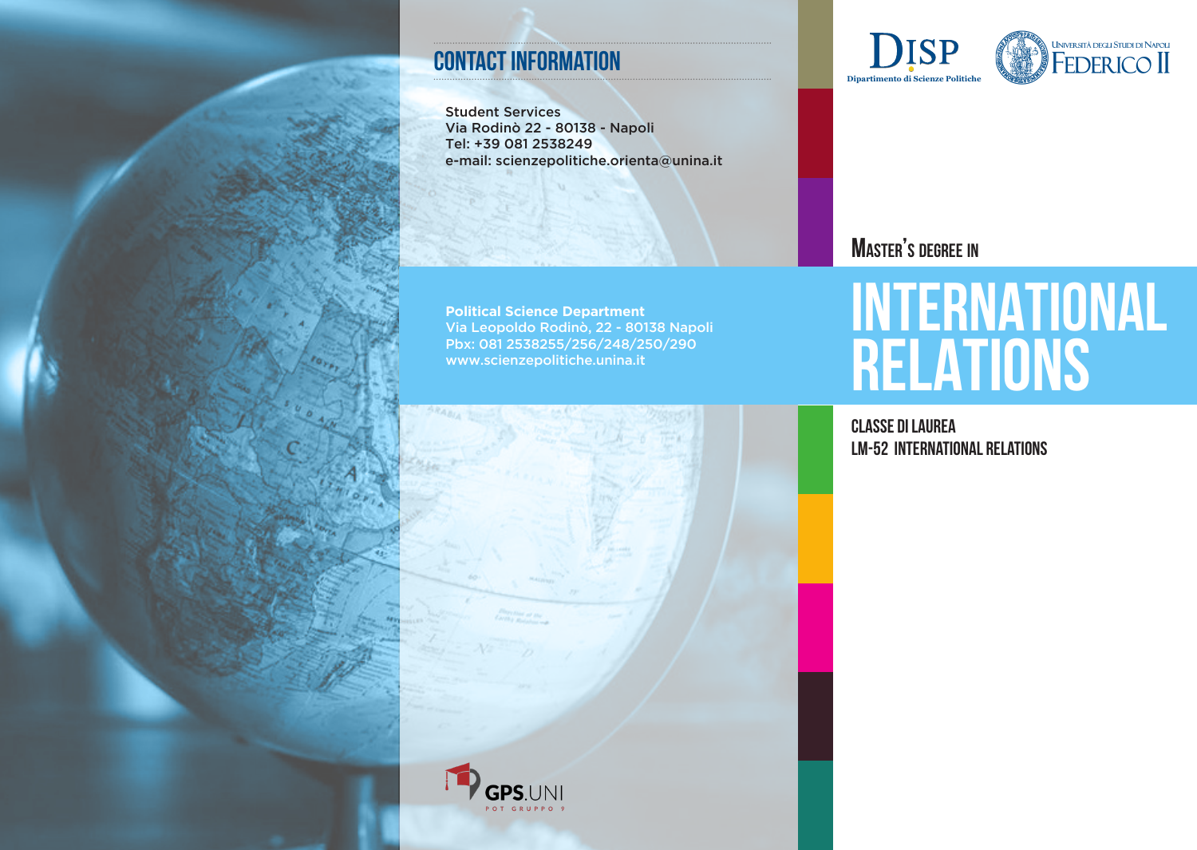## CONTACT INFORMATION

Student Services
Via Rodinò 22 - 80138 - Napoli
Tel: +39 081 2538249
e-mail: scienzepolitiche.orienta@unina.it

**Political Science Department**
Via Leopoldo Rodinò, 22 - 80138 Napoli
Pbx: 081 2538255/256/248/250/290
www.scienzepolitiche.unina.it

GPS.UNI
POT GRUPPO 9

DISP
Dipartimento di Scienze Politiche

Università degli Studi di Napoli
Federico II

## Master's degree in

# INTERNATIONAL RELATIONS

### CLASSE DI LAUREA
### LM-52 INTERNATIONAL RELATIONS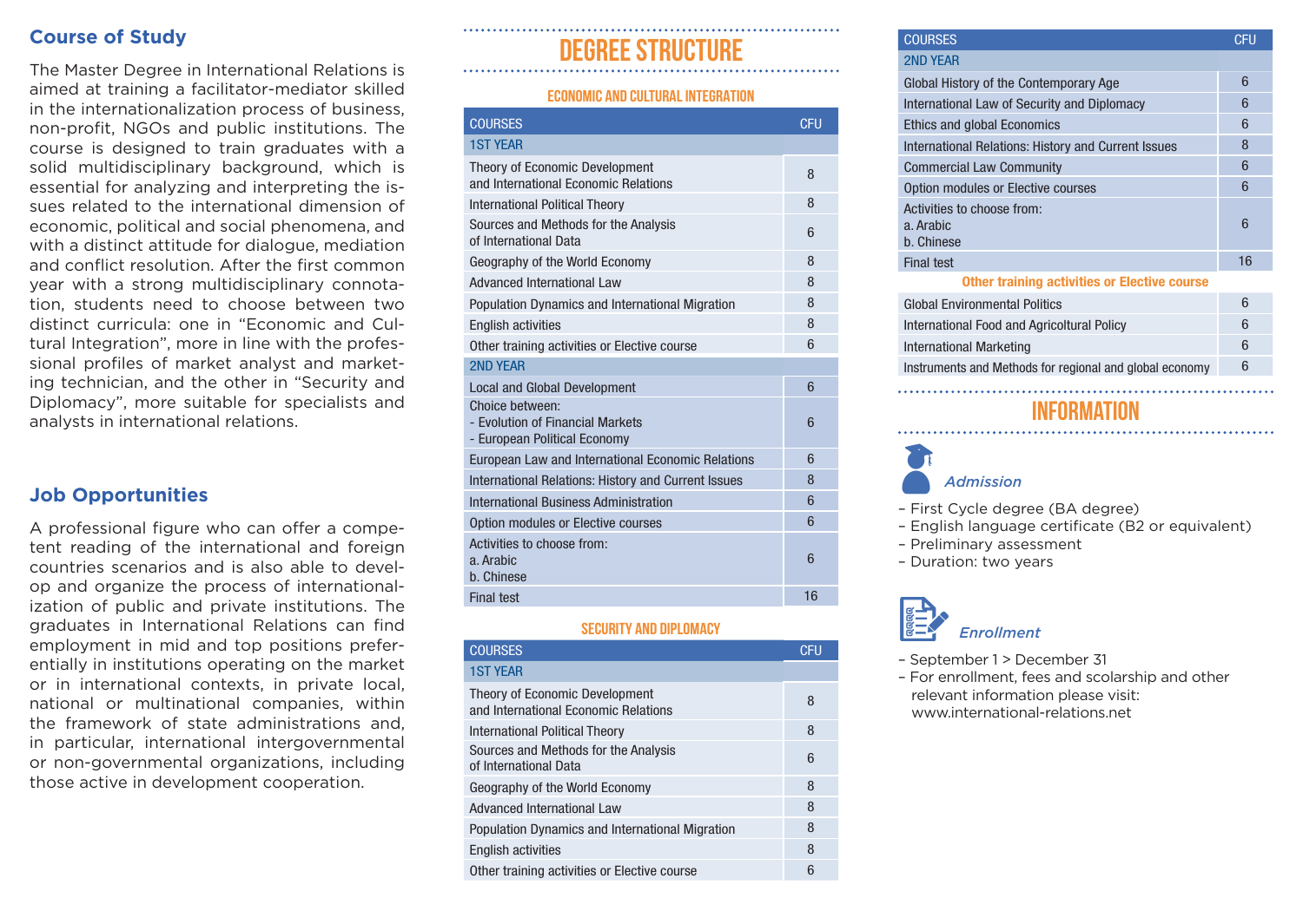## Course of Study

The Master Degree in International Relations is aimed at training a facilitator-mediator skilled in the internationalization process of business, non-profit, NGOs and public institutions. The course is designed to train graduates with a solid multidisciplinary background, which is essential for analyzing and interpreting the issues related to the international dimension of economic, political and social phenomena, and with a distinct attitude for dialogue, mediation and conflict resolution. After the first common year with a strong multidisciplinary connotation, students need to choose between two distinct curricula: one in "Economic and Cultural Integration", more in line with the professional profiles of market analyst and marketing technician, and the other in "Security and Diplomacy", more suitable for specialists and analysts in international relations.

## Job Opportunities

A professional figure who can offer a competent reading of the international and foreign countries scenarios and is also able to develop and organize the process of internationalization of public and private institutions. The graduates in International Relations can find employment in mid and top positions preferentially in institutions operating on the market or in international contexts, in private local, national or multinational companies, within the framework of state administrations and, in particular, international intergovernmental or non-governmental organizations, including those active in development cooperation.

# DEGREE STRUCTURE

### ECONOMIC AND CULTURAL INTEGRATION

| COURSES | CFU |
|---|---|
| **1ST YEAR** | |
| Theory of Economic Development and International Economic Relations | 8 |
| International Political Theory | 8 |
| Sources and Methods for the Analysis of International Data | 6 |
| Geography of the World Economy | 8 |
| Advanced International Law | 8 |
| Population Dynamics and International Migration | 8 |
| English activities | 8 |
| Other training activities or Elective course | 6 |
| **2ND YEAR** | |
| Local and Global Development | 6 |
| Choice between: - Evolution of Financial Markets - European Political Economy | 6 |
| European Law and International Economic Relations | 6 |
| International Relations: History and Current Issues | 8 |
| International Business Administration | 6 |
| Option modules or Elective courses | 6 |
| Activities to choose from: a. Arabic b. Chinese | 6 |
| Final test | 16 |

### SECURITY AND DIPLOMACY

| COURSES | CFU |
|---|---|
| **1ST YEAR** | |
| Theory of Economic Development and International Economic Relations | 8 |
| International Political Theory | 8 |
| Sources and Methods for the Analysis of International Data | 6 |
| Geography of the World Economy | 8 |
| Advanced International Law | 8 |
| Population Dynamics and International Migration | 8 |
| English activities | 8 |
| Other training activities or Elective course | 6 |
| **2ND YEAR** | |
| Global History of the Contemporary Age | 6 |
| International Law of Security and Diplomacy | 6 |
| Ethics and global Economics | 6 |
| International Relations: History and Current Issues | 8 |
| Commercial Law Community | 6 |
| Option modules or Elective courses | 6 |
| Activities to choose from: a. Arabic b. Chinese | 6 |
| Final test | 16 |
| **Other training activities or Elective course** | |
| Global Environmental Politics | 6 |
| International Food and Agricoltural Policy | 6 |
| International Marketing | 6 |
| Instruments and Methods for regional and global economy | 6 |

# INFORMATION

### *Admission*

- First Cycle degree (BA degree)
- English language certificate (B2 or equivalent)
- Preliminary assessment
- Duration: two years

### *Enrollment*

- September 1 > December 31
- For enrollment, fees and scolarship and other relevant information please visit: www.international-relations.net